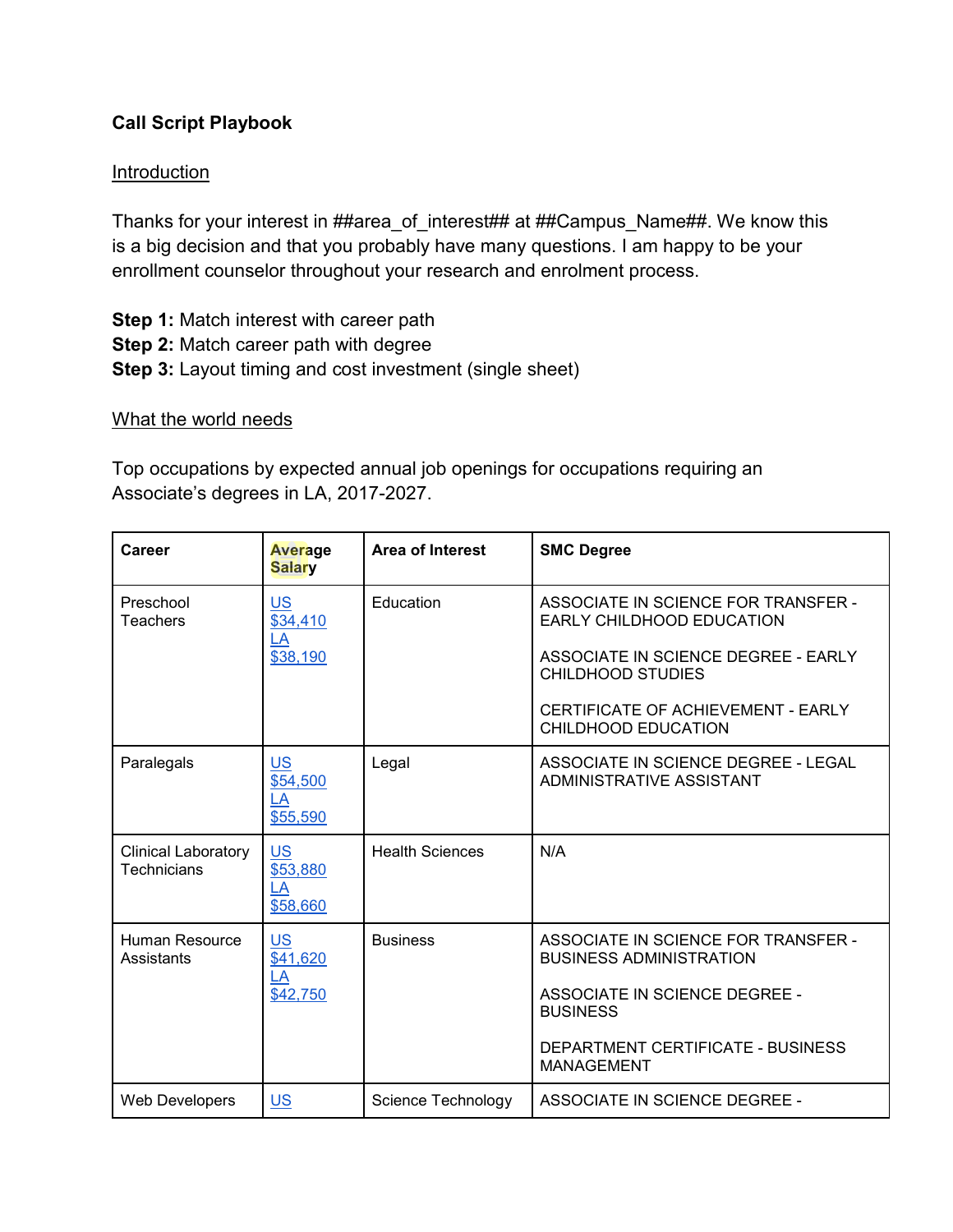**Call Script Playbook**

Introduction

Thanks for your interest in ##area_of_interest## at ##Campus_Name##. We know this is a big decision and that you probably have many questions. I am happy to be your enrollment counselor throughout your research and enrolment process.

**Step 1:** Match interest with career path
**Step 2:** Match career path with degree
**Step 3:** Layout timing and cost investment (single sheet)

What the world needs

Top occupations by expected annual job openings for occupations requiring an Associate's degrees in LA, 2017-2027.

| Career | Average Salary | Area of Interest | SMC Degree |
|---|---|---|---|
| Preschool Teachers | US $34,410 LA $38,190 | Education | ASSOCIATE IN SCIENCE FOR TRANSFER - EARLY CHILDHOOD EDUCATION<br><br>ASSOCIATE IN SCIENCE DEGREE - EARLY CHILDHOOD STUDIES<br><br>CERTIFICATE OF ACHIEVEMENT - EARLY CHILDHOOD EDUCATION |
| Paralegals | US $54,500 LA $55,590 | Legal | ASSOCIATE IN SCIENCE DEGREE - LEGAL ADMINISTRATIVE ASSISTANT |
| Clinical Laboratory Technicians | US $53,880 LA $58,660 | Health Sciences | N/A |
| Human Resource Assistants | US $41,620 LA $42,750 | Business | ASSOCIATE IN SCIENCE FOR TRANSFER - BUSINESS ADMINISTRATION<br><br>ASSOCIATE IN SCIENCE DEGREE - BUSINESS<br><br>DEPARTMENT CERTIFICATE - BUSINESS MANAGEMENT |
| Web Developers | US | Science Technology | ASSOCIATE IN SCIENCE DEGREE - |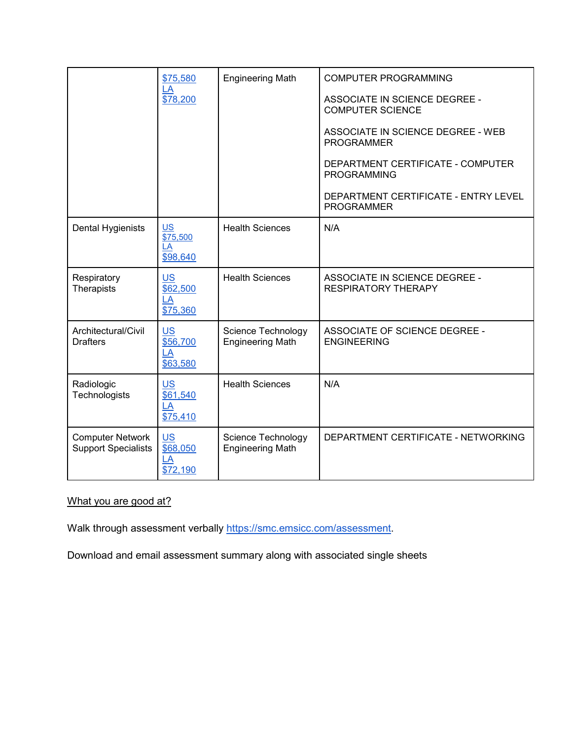| | | | |
|---|---|---|---|
| | [$75,580](#) [LA](#) [$78,200](#) | Engineering Math | COMPUTER PROGRAMMING<br><br>ASSOCIATE IN SCIENCE DEGREE - COMPUTER SCIENCE<br><br>ASSOCIATE IN SCIENCE DEGREE - WEB PROGRAMMER<br><br>DEPARTMENT CERTIFICATE - COMPUTER PROGRAMMING<br><br>DEPARTMENT CERTIFICATE - ENTRY LEVEL PROGRAMMER |
| Dental Hygienists | [US](#) [$75,500](#) [LA](#) [$98,640](#) | Health Sciences | N/A |
| Respiratory Therapists | [US](#) [$62,500](#) [LA](#) [$75,360](#) | Health Sciences | ASSOCIATE IN SCIENCE DEGREE - RESPIRATORY THERAPY |
| Architectural/Civil Drafters | [US](#) [$56,700](#) [LA](#) [$63,580](#) | Science Technology Engineering Math | ASSOCIATE OF SCIENCE DEGREE - ENGINEERING |
| Radiologic Technologists | [US](#) [$61,540](#) [LA](#) [$75,410](#) | Health Sciences | N/A |
| Computer Network Support Specialists | [US](#) [$68,050](#) [LA](#) [$72,190](#) | Science Technology Engineering Math | DEPARTMENT CERTIFICATE - NETWORKING |

What you are good at?

Walk through assessment verbally [https://smc.emsicc.com/assessment](https://smc.emsicc.com/assessment).

Download and email assessment summary along with associated single sheets